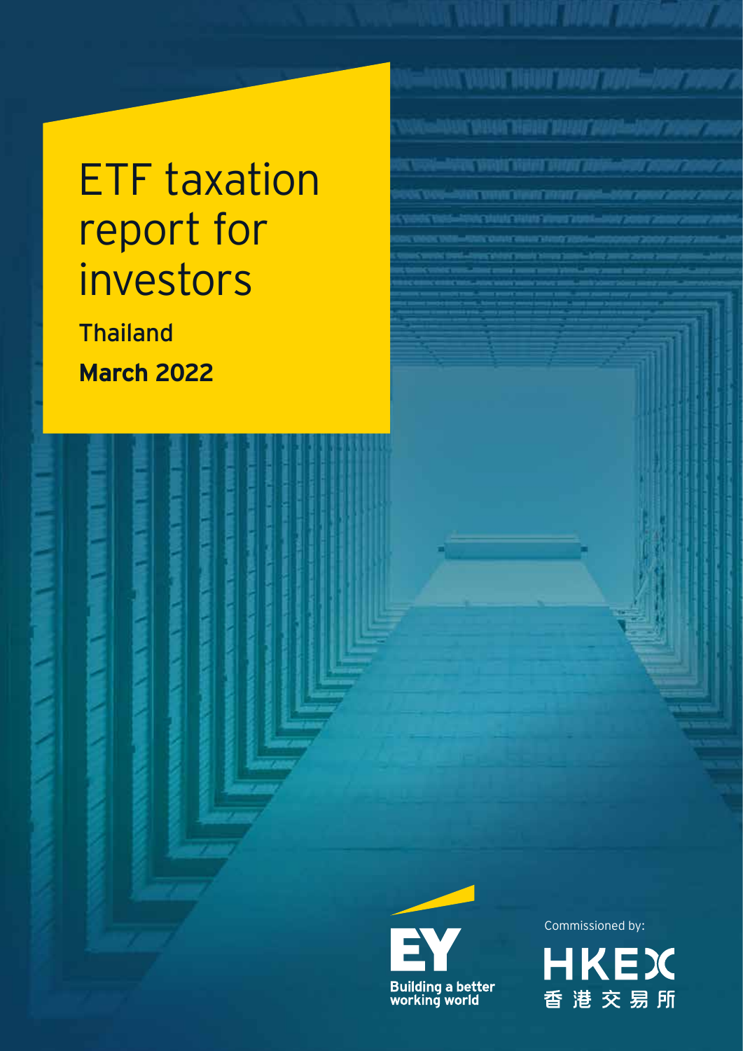# ETF taxation report for investors

**Thailand**

**March 2022**

EY

Building a better working world

Commissioned by:

HKEX

香港交易所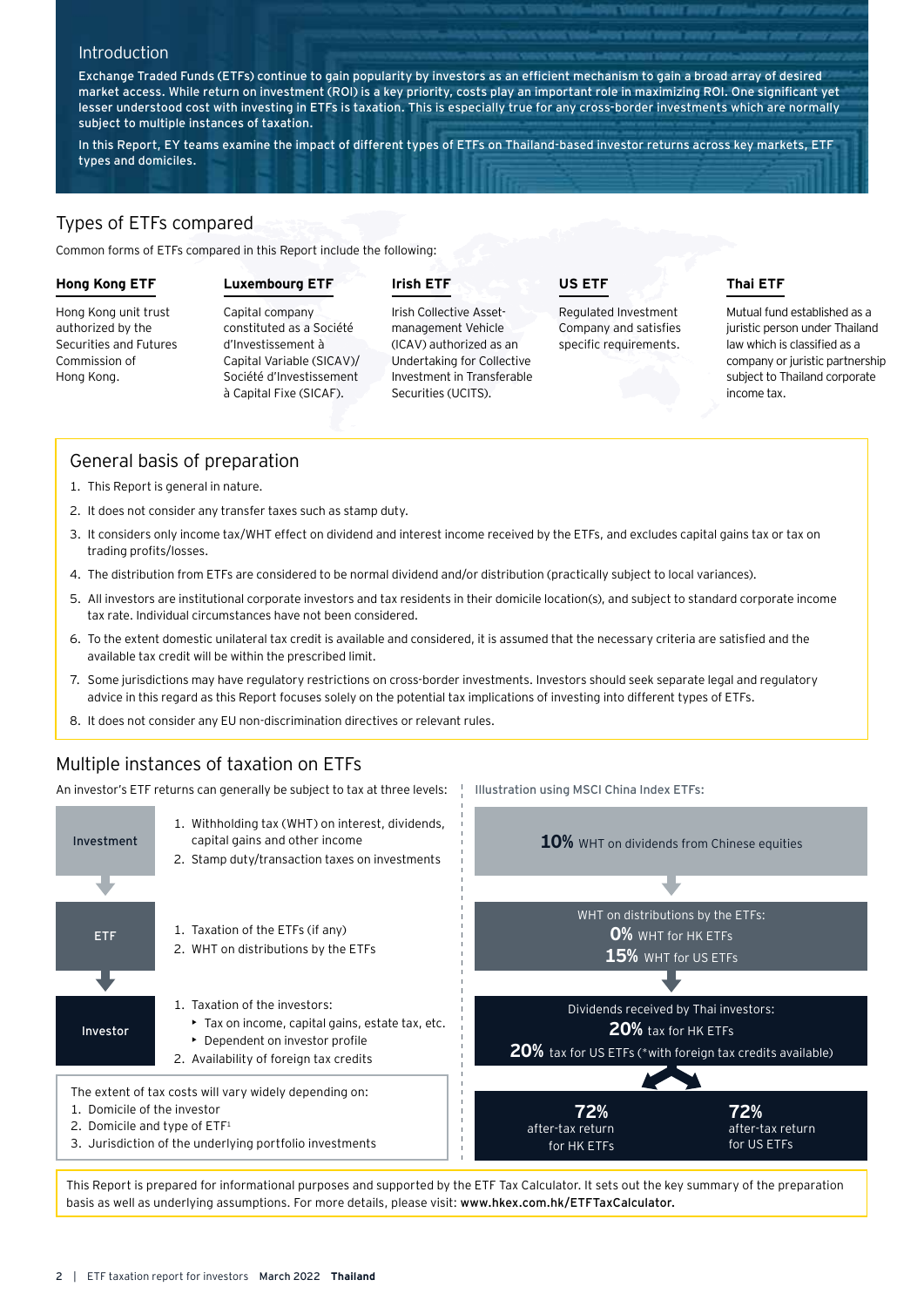## Introduction

Exchange Traded Funds (ETFs) continue to gain popularity by investors as an efficient mechanism to gain a broad array of desired market access. While return on investment (ROI) is a key priority, costs play an important role in maximizing ROI. One significant yet lesser understood cost with investing in ETFs is taxation. This is especially true for any cross-border investments which are normally subject to multiple instances of taxation.

In this Report, EY teams examine the impact of different types of ETFs on Thailand-based investor returns across key markets, ETF types and domiciles.

## Types of ETFs compared

Common forms of ETFs compared in this Report include the following:

**Hong Kong ETF**

Hong Kong unit trust authorized by the Securities and Futures Commission of Hong Kong.

**Luxembourg ETF**

Capital company constituted as a Société d'Investissement à Capital Variable (SICAV)/ Société d'Investissement à Capital Fixe (SICAF).

**Irish ETF**

Irish Collective Asset-management Vehicle (ICAV) authorized as an Undertaking for Collective Investment in Transferable Securities (UCITS).

**US ETF**

Regulated Investment Company and satisfies specific requirements.

**Thai ETF**

Mutual fund established as a juristic person under Thailand law which is classified as a company or juristic partnership subject to Thailand corporate income tax.

## General basis of preparation

1. This Report is general in nature.
2. It does not consider any transfer taxes such as stamp duty.
3. It considers only income tax/WHT effect on dividend and interest income received by the ETFs, and excludes capital gains tax or tax on trading profits/losses.
4. The distribution from ETFs are considered to be normal dividend and/or distribution (practically subject to local variances).
5. All investors are institutional corporate investors and tax residents in their domicile location(s), and subject to standard corporate income tax rate. Individual circumstances have not been considered.
6. To the extent domestic unilateral tax credit is available and considered, it is assumed that the necessary criteria are satisfied and the available tax credit will be within the prescribed limit.
7. Some jurisdictions may have regulatory restrictions on cross-border investments. Investors should seek separate legal and regulatory advice in this regard as this Report focuses solely on the potential tax implications of investing into different types of ETFs.
8. It does not consider any EU non-discrimination directives or relevant rules.

## Multiple instances of taxation on ETFs

An investor's ETF returns can generally be subject to tax at three levels:

**Investment**
1. Withholding tax (WHT) on interest, dividends, capital gains and other income
2. Stamp duty/transaction taxes on investments

**ETF**
1. Taxation of the ETFs (if any)
2. WHT on distributions by the ETFs

**Investor**
1. Taxation of the investors:
   - Tax on income, capital gains, estate tax, etc.
   - Dependent on investor profile
2. Availability of foreign tax credits

The extent of tax costs will vary widely depending on:
1. Domicile of the investor
2. Domicile and type of ETF[1]
3. Jurisdiction of the underlying portfolio investments

Illustration using MSCI China Index ETFs:

**10%** WHT on dividends from Chinese equities

WHT on distributions by the ETFs:
**0%** WHT for HK ETFs
**15%** WHT for US ETFs

Dividends received by Thai investors:
**20%** tax for HK ETFs
**20%** tax for US ETFs (*with foreign tax credits available)

**72%** after-tax return for HK ETFs

**72%** after-tax return for US ETFs

This Report is prepared for informational purposes and supported by the ETF Tax Calculator. It sets out the key summary of the preparation basis as well as underlying assumptions. For more details, please visit: **www.hkex.com.hk/ETFTaxCalculator.**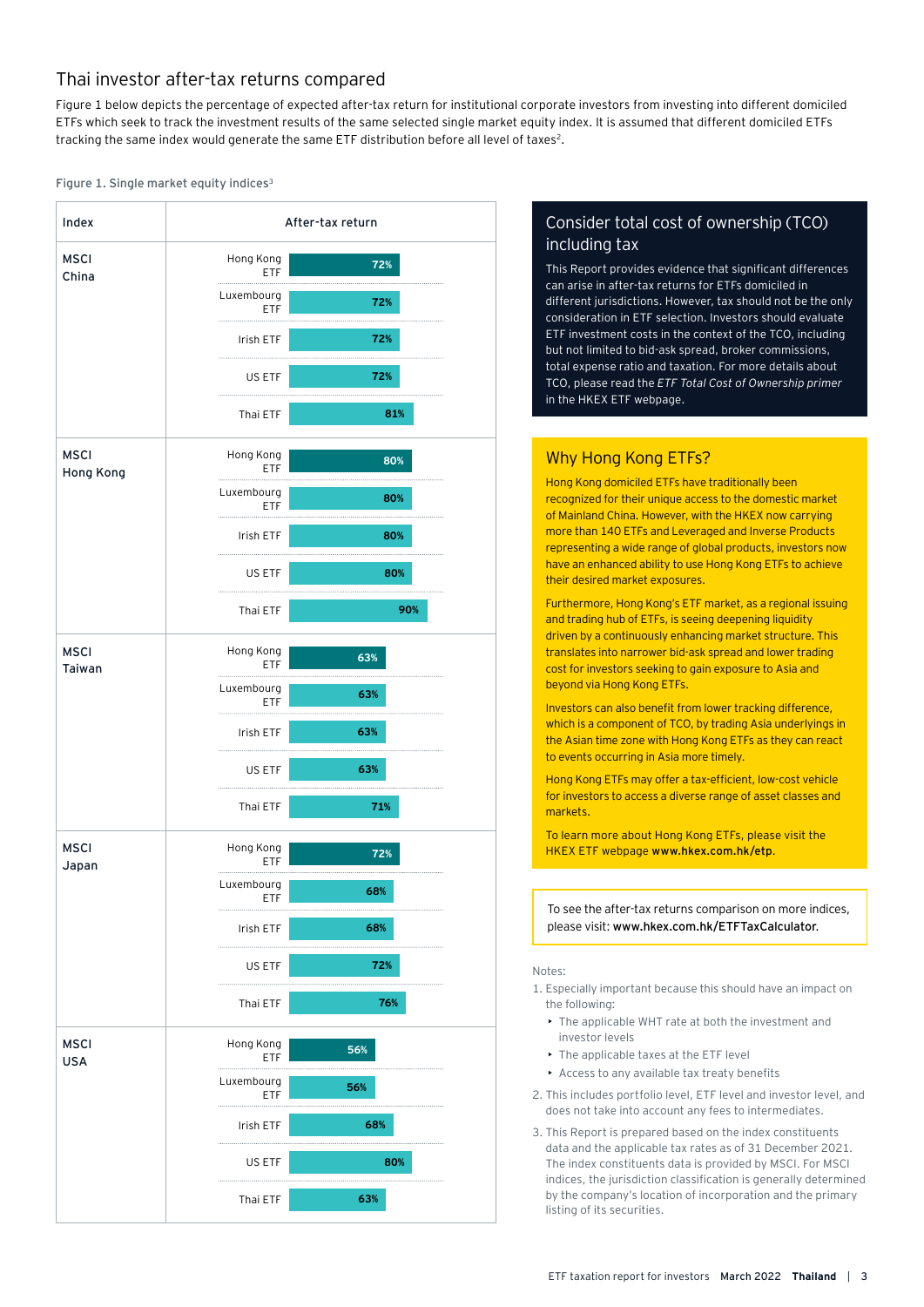## Thai investor after-tax returns compared

Figure 1 below depicts the percentage of expected after-tax return for institutional corporate investors from investing into different domiciled ETFs which seek to track the investment results of the same selected single market equity index. It is assumed that different domiciled ETFs tracking the same index would generate the same ETF distribution before all level of taxes[2].

Figure 1. Single market equity indices[3]

| Index | ETF | After-tax return |
|---|---|---|
| MSCI China | Hong Kong ETF | 72% |
| | Luxembourg ETF | 72% |
| | Irish ETF | 72% |
| | US ETF | 72% |
| | Thai ETF | 81% |
| MSCI Hong Kong | Hong Kong ETF | 80% |
| | Luxembourg ETF | 80% |
| | Irish ETF | 80% |
| | US ETF | 80% |
| | Thai ETF | 90% |
| MSCI Taiwan | Hong Kong ETF | 63% |
| | Luxembourg ETF | 63% |
| | Irish ETF | 63% |
| | US ETF | 63% |
| | Thai ETF | 71% |
| MSCI Japan | Hong Kong ETF | 72% |
| | Luxembourg ETF | 68% |
| | Irish ETF | 68% |
| | US ETF | 72% |
| | Thai ETF | 76% |
| MSCI USA | Hong Kong ETF | 56% |
| | Luxembourg ETF | 56% |
| | Irish ETF | 68% |
| | US ETF | 80% |
| | Thai ETF | 63% |

### Consider total cost of ownership (TCO) including tax

This Report provides evidence that significant differences can arise in after-tax returns for ETFs domiciled in different jurisdictions. However, tax should not be the only consideration in ETF selection. Investors should evaluate ETF investment costs in the context of the TCO, including but not limited to bid-ask spread, broker commissions, total expense ratio and taxation. For more details about TCO, please read the *ETF Total Cost of Ownership primer* in the HKEX ETF webpage.

### Why Hong Kong ETFs?

Hong Kong domiciled ETFs have traditionally been recognized for their unique access to the domestic market of Mainland China. However, with the HKEX now carrying more than 140 ETFs and Leveraged and Inverse Products representing a wide range of global products, investors now have an enhanced ability to use Hong Kong ETFs to achieve their desired market exposures.

Furthermore, Hong Kong's ETF market, as a regional issuing and trading hub of ETFs, is seeing deepening liquidity driven by a continuously enhancing market structure. This translates into narrower bid-ask spread and lower trading cost for investors seeking to gain exposure to Asia and beyond via Hong Kong ETFs.

Investors can also benefit from lower tracking difference, which is a component of TCO, by trading Asia underlyings in the Asian time zone with Hong Kong ETFs as they can react to events occurring in Asia more timely.

Hong Kong ETFs may offer a tax-efficient, low-cost vehicle for investors to access a diverse range of asset classes and markets.

To learn more about Hong Kong ETFs, please visit the HKEX ETF webpage **www.hkex.com.hk/etp**.

To see the after-tax returns comparison on more indices, please visit: **www.hkex.com.hk/ETFTaxCalculator**.

Notes:

1. Especially important because this should have an impact on the following:
   - The applicable WHT rate at both the investment and investor levels
   - The applicable taxes at the ETF level
   - Access to any available tax treaty benefits
2. This includes portfolio level, ETF level and investor level, and does not take into account any fees to intermediates.
3. This Report is prepared based on the index constituents data and the applicable tax rates as of 31 December 2021. The index constituents data is provided by MSCI. For MSCI indices, the jurisdiction classification is generally determined by the company's location of incorporation and the primary listing of its securities.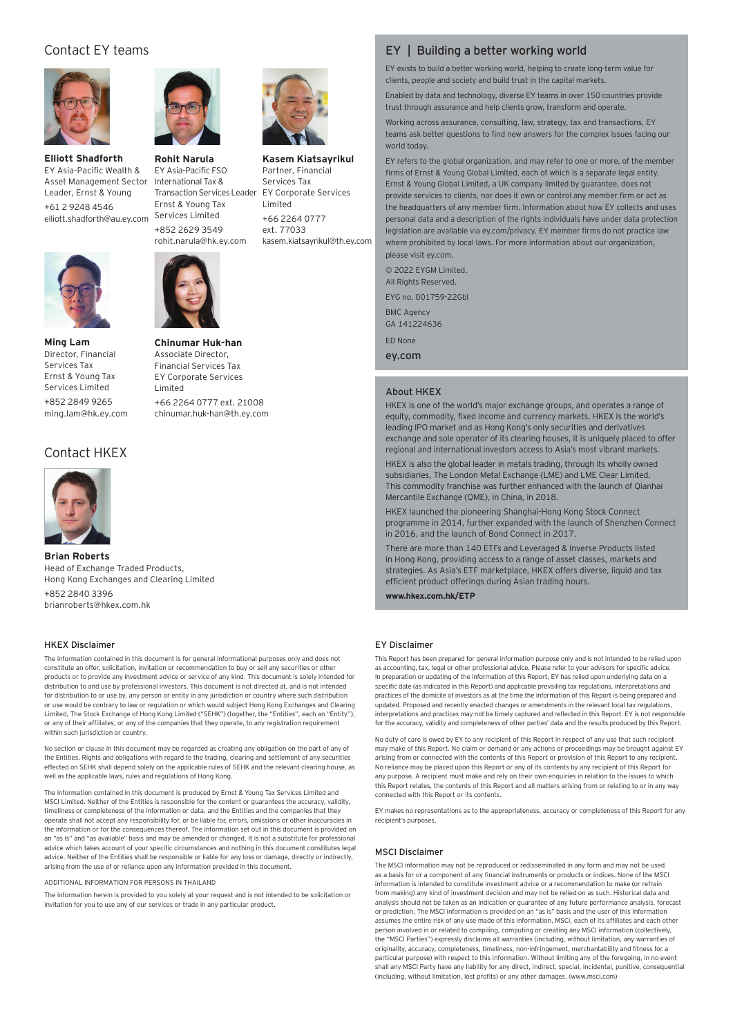## Contact EY teams

**Elliott Shadforth**
EY Asia-Pacific Wealth & Asset Management Sector Leader, Ernst & Young
+61 2 9248 4546
elliott.shadforth@au.ey.com

**Rohit Narula**
EY Asia-Pacific FSO International Tax & Transaction Services Leader
Ernst & Young Tax Services Limited
+852 2629 3549
rohit.narula@hk.ey.com

**Kasem Kiatsayrikul**
Partner, Financial Services Tax
EY Corporate Services Limited
+66 2264 0777 ext. 77033
kasem.kiatsayrikul@th.ey.com

**Ming Lam**
Director, Financial Services Tax
Ernst & Young Tax Services Limited
+852 2849 9265
ming.lam@hk.ey.com

**Chinumar Huk-han**
Associate Director, Financial Services Tax
EY Corporate Services Limited
+66 2264 0777 ext. 21008
chinumar.huk-han@th.ey.com

## Contact HKEX

**Brian Roberts**
Head of Exchange Traded Products, Hong Kong Exchanges and Clearing Limited
+852 2840 3396
brianroberts@hkex.com.hk

## EY | Building a better working world

EY exists to build a better working world, helping to create long-term value for clients, people and society and build trust in the capital markets.

Enabled by data and technology, diverse EY teams in over 150 countries provide trust through assurance and help clients grow, transform and operate.

Working across assurance, consulting, law, strategy, tax and transactions, EY teams ask better questions to find new answers for the complex issues facing our world today.

EY refers to the global organization, and may refer to one or more, of the member firms of Ernst & Young Global Limited, each of which is a separate legal entity. Ernst & Young Global Limited, a UK company limited by guarantee, does not provide services to clients, nor does it own or control any member firm or act as the headquarters of any member firm. Information about how EY collects and uses personal data and a description of the rights individuals have under data protection legislation are available via ey.com/privacy. EY member firms do not practice law where prohibited by local laws. For more information about our organization, please visit ey.com.

© 2022 EYGM Limited.
All Rights Reserved.

EYG no. 001759-22Gbl

BMC Agency
GA 141224636

ED None

**ey.com**

## About HKEX

HKEX is one of the world's major exchange groups, and operates a range of equity, commodity, fixed income and currency markets. HKEX is the world's leading IPO market and as Hong Kong's only securities and derivatives exchange and sole operator of its clearing houses, it is uniquely placed to offer regional and international investors access to Asia's most vibrant markets.

HKEX is also the global leader in metals trading, through its wholly owned subsidiaries, The London Metal Exchange (LME) and LME Clear Limited. This commodity franchise was further enhanced with the launch of Qianhai Mercantile Exchange (QME), in China, in 2018.

HKEX launched the pioneering Shanghai-Hong Kong Stock Connect programme in 2014, further expanded with the launch of Shenzhen Connect in 2016, and the launch of Bond Connect in 2017.

There are more than 140 ETFs and Leveraged & Inverse Products listed in Hong Kong, providing access to a range of asset classes, markets and strategies. As Asia's ETF marketplace, HKEX offers diverse, liquid and tax efficient product offerings during Asian trading hours.

**www.hkex.com.hk/ETP**

### HKEX Disclaimer

The information contained in this document is for general informational purposes only and does not constitute an offer, solicitation, invitation or recommendation to buy or sell any securities or other products or to provide any investment advice of any kind. This document is solely intended for distribution to and use by professional investors. This document is not directed at, and is not intended for distribution to or use by, any person or entity in any jurisdiction or country where such distribution or use would be contrary to law or regulation or which would subject Hong Kong Exchanges and Clearing Limited, The Stock Exchange of Hong Kong Limited ("SEHK") (together, the "Entities", each an "Entity"), or any of their affiliates, or any of the companies that they operate, to any registration requirement within such jurisdiction or country.

No section or clause in this document may be regarded as creating any obligation on the part of any of the Entities. Rights and obligations with regard to the trading, clearing and settlement of any securities effected on SEHK shall depend solely on the applicable rules of SEHK and the relevant clearing house, as well as the applicable laws, rules and regulations of Hong Kong.

The information contained in this document is produced by Ernst & Young Tax Services Limited and MSCI Limited. Neither of the Entities is responsible for the content or guarantees the accuracy, validity, timeliness or completeness of the information or data, and the Entities and the companies that they operate shall not accept any responsibility for, or be liable for, errors, omissions or other inaccuracies in the information or for the consequences thereof. The information set out in this document is provided on an "as is" and "as available" basis and may be amended or changed. It is not a substitute for professional advice which takes account of your specific circumstances and nothing in this document constitutes legal advice. Neither of the Entities shall be responsible or liable for any loss or damage, directly or indirectly, arising from the use of or reliance upon any information provided in this document.

ADDITIONAL INFORMATION FOR PERSONS IN THAILAND

The information herein is provided to you solely at your request and is not intended to be solicitation or invitation for you to use any of our services or trade in any particular product.

### EY Disclaimer

This Report has been prepared for general information purpose only and is not intended to be relied upon as accounting, tax, legal or other professional advice. Please refer to your advisors for specific advice. In preparation or updating of the information of this Report, EY has relied upon underlying data on a specific date (as indicated in this Report) and applicable prevailing tax regulations, interpretations and practices of the domicile of investors as at the time the information of this Report is being prepared and updated. Proposed and recently enacted changes or amendments in the relevant local tax regulations, interpretations and practices may not be timely captured and reflected in this Report. EY is not responsible for the accuracy, validity and completeness of other parties' data and the results produced by this Report.

No duty of care is owed by EY to any recipient of this Report in respect of any use that such recipient may make of this Report. No claim or demand or any actions or proceedings may be brought against EY arising from or connected with the contents of this Report or provision of this Report to any recipient. No reliance may be placed upon this Report or any of its contents by any recipient of this Report for any purpose. A recipient must make and rely on their own enquiries in relation to the issues to which this Report relates, the contents of this Report and all matters arising from or relating to or in any way connected with this Report or its contents.

EY makes no representations as to the appropriateness, accuracy or completeness of this Report for any recipient's purposes.

### MSCI Disclaimer

The MSCI information may not be reproduced or redisseminated in any form and may not be used as a basis for or a component of any financial instruments or products or indices. None of the MSCI information is intended to constitute investment advice or a recommendation to make (or refrain from making) any kind of investment decision and may not be relied on as such. Historical data and analysis should not be taken as an indication or guarantee of any future performance analysis, forecast or prediction. The MSCI information is provided on an "as is" basis and the user of this information assumes the entire risk of any use made of this information. MSCI, each of its affiliates and each other person involved in or related to compiling, computing or creating any MSCI information (collectively, the "MSCI Parties") expressly disclaims all warranties (including, without limitation, any warranties of originality, accuracy, completeness, timeliness, non-infringement, merchantability and fitness for a particular purpose) with respect to this information. Without limiting any of the foregoing, in no event shall any MSCI Party have any liability for any direct, indirect, special, incidental, punitive, consequential (including, without limitation, lost profits) or any other damages. (www.msci.com)